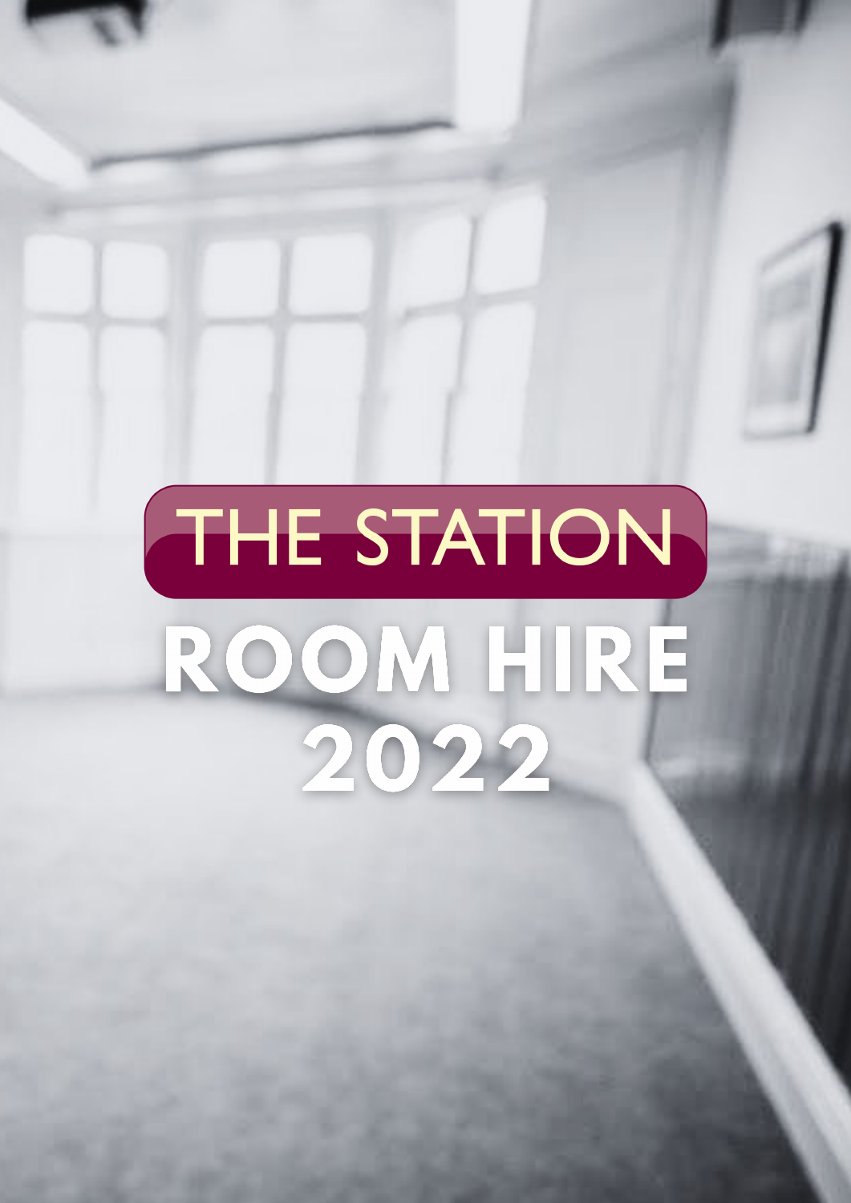# THE STATION

# ROOM HIRE 2022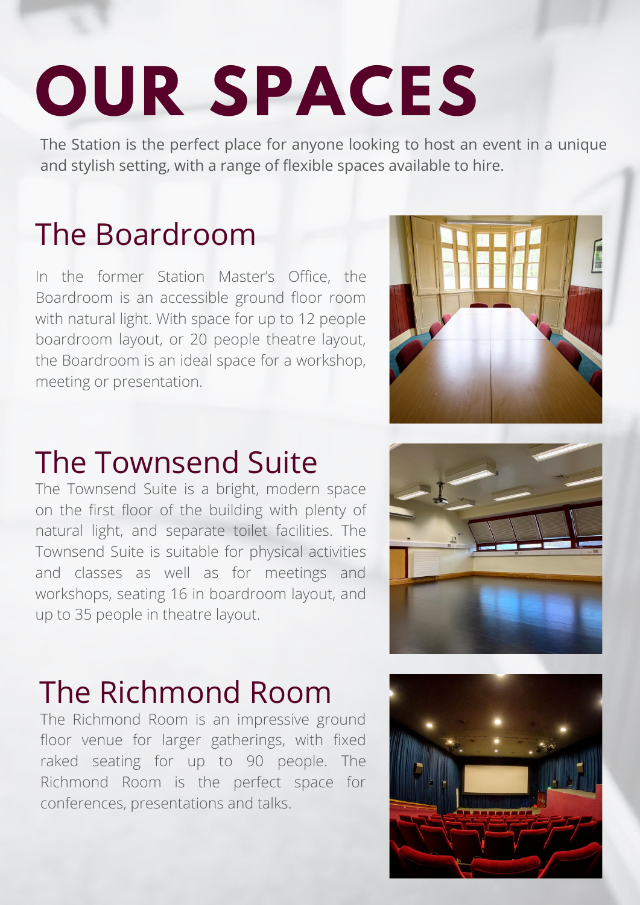# OUR SPACES

The Station is the perfect place for anyone looking to host an event in a unique and stylish setting, with a range of flexible spaces available to hire.

## The Boardroom

In the former Station Master's Office, the Boardroom is an accessible ground floor room with natural light. With space for up to 12 people boardroom layout, or 20 people theatre layout, the Boardroom is an ideal space for a workshop, meeting or presentation.

## The Townsend Suite

The Townsend Suite is a bright, modern space on the first floor of the building with plenty of natural light, and separate toilet facilities. The Townsend Suite is suitable for physical activities and classes as well as for meetings and workshops, seating 16 in boardroom layout, and up to 35 people in theatre layout.

## The Richmond Room

The Richmond Room is an impressive ground floor venue for larger gatherings, with fixed raked seating for up to 90 people. The Richmond Room is the perfect space for conferences, presentations and talks.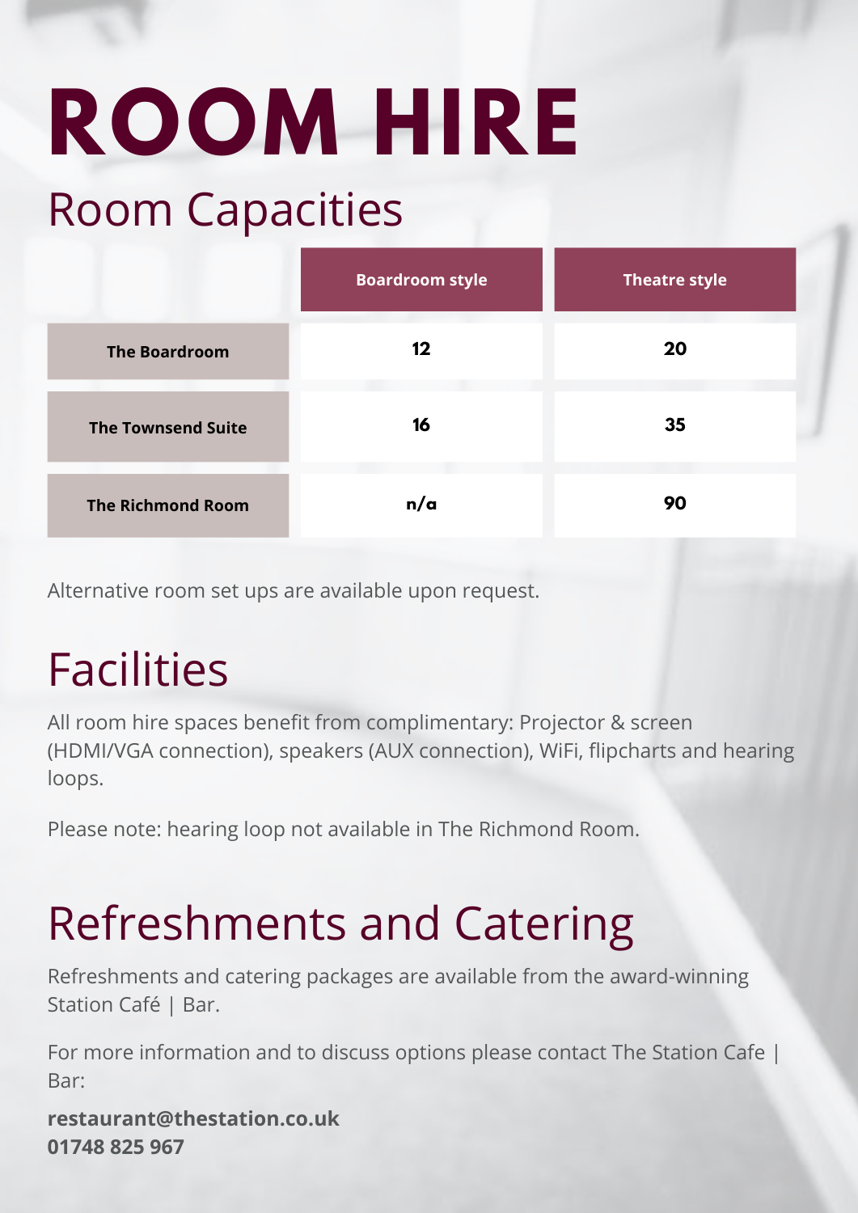# ROOM HIRE

## Room Capacities

| | Boardroom style | Theatre style |
|---|---|---|
| **The Boardroom** | 12 | 20 |
| **The Townsend Suite** | 16 | 35 |
| **The Richmond Room** | n/a | 90 |

Alternative room set ups are available upon request.

## Facilities

All room hire spaces benefit from complimentary: Projector & screen (HDMI/VGA connection), speakers (AUX connection), WiFi, flipcharts and hearing loops.

Please note: hearing loop not available in The Richmond Room.

## Refreshments and Catering

Refreshments and catering packages are available from the award-winning Station Café | Bar.

For more information and to discuss options please contact The Station Cafe | Bar:

**restaurant@thestation.co.uk**
**01748 825 967**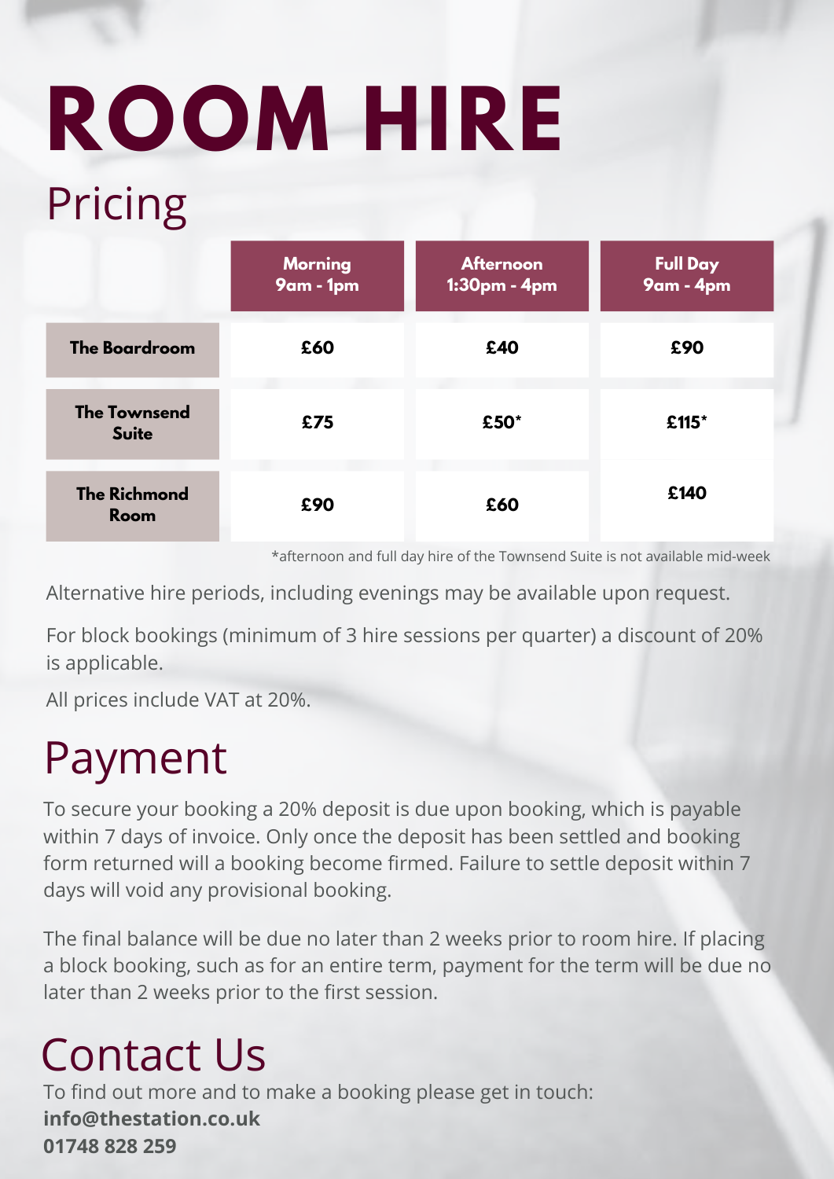# ROOM HIRE

## Pricing

| | Morning 9am - 1pm | Afternoon 1:30pm - 4pm | Full Day 9am - 4pm |
|---|---|---|---|
| The Boardroom | £60 | £40 | £90 |
| The Townsend Suite | £75 | £50* | £115* |
| The Richmond Room | £90 | £60 | £140 |

*afternoon and full day hire of the Townsend Suite is not available mid-week

Alternative hire periods, including evenings may be available upon request.

For block bookings (minimum of 3 hire sessions per quarter) a discount of 20% is applicable.

All prices include VAT at 20%.

## Payment

To secure your booking a 20% deposit is due upon booking, which is payable within 7 days of invoice. Only once the deposit has been settled and booking form returned will a booking become firmed. Failure to settle deposit within 7 days will void any provisional booking.

The final balance will be due no later than 2 weeks prior to room hire. If placing a block booking, such as for an entire term, payment for the term will be due no later than 2 weeks prior to the first session.

## Contact Us

To find out more and to make a booking please get in touch:
**info@thestation.co.uk**
**01748 828 259**